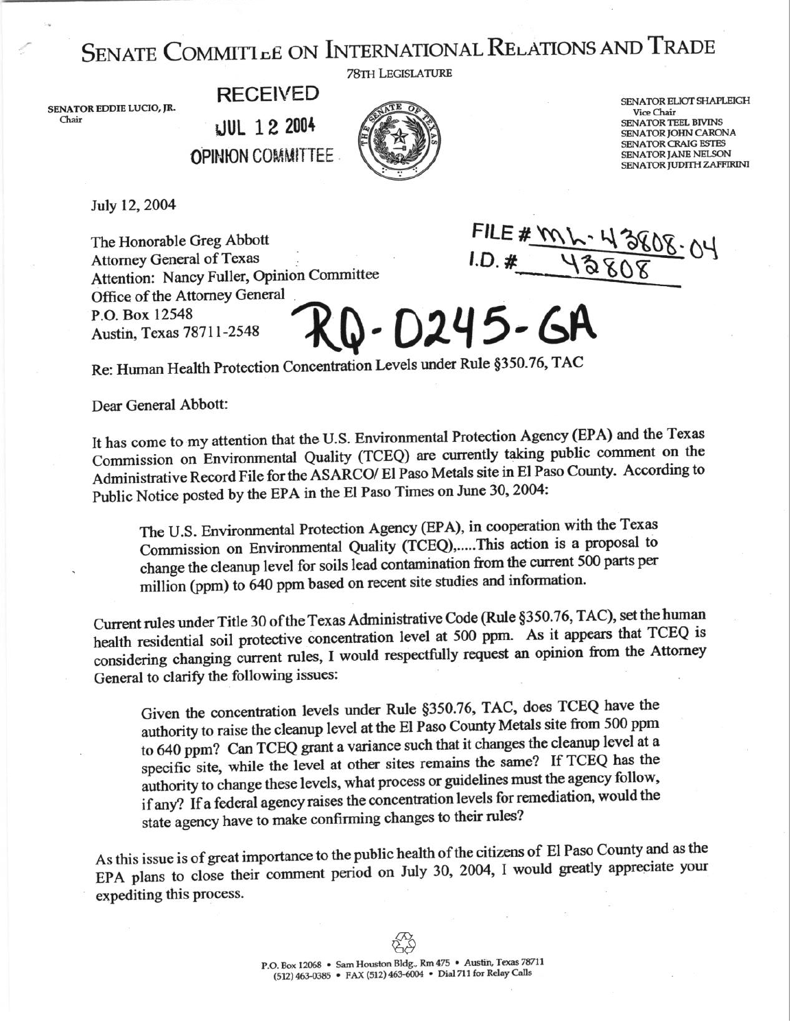# SENATE COMMITTEE ON INTERNATIONAL RELATIONS AND TRADE

78TH LEGISLATURE

SENATOR EDDIE LUCIO, JR.
Chair

RECEIVED
JUL 12 2004
OPINION COMMITTEE

SENATOR ELIOT SHAPLEIGH
Vice Chair
SENATOR TEEL BIVINS
SENATOR JOHN CARONA
SENATOR CRAIG ESTES
SENATOR JANE NELSON
SENATOR JUDITH ZAFFIRINI

July 12, 2004

FILE # ML-43808-04
I.D. # 43808

The Honorable Greg Abbott
Attorney General of Texas
Attention: Nancy Fuller, Opinion Committee
Office of the Attorney General
P.O. Box 12548
Austin, Texas 78711-2548

RQ-0245-GA

Re: Human Health Protection Concentration Levels under Rule §350.76, TAC

Dear General Abbott:

It has come to my attention that the U.S. Environmental Protection Agency (EPA) and the Texas Commission on Environmental Quality (TCEQ) are currently taking public comment on the Administrative Record File for the ASARCO/ El Paso Metals site in El Paso County. According to Public Notice posted by the EPA in the El Paso Times on June 30, 2004:

> The U.S. Environmental Protection Agency (EPA), in cooperation with the Texas Commission on Environmental Quality (TCEQ),.....This action is a proposal to change the cleanup level for soils lead contamination from the current 500 parts per million (ppm) to 640 ppm based on recent site studies and information.

Current rules under Title 30 of the Texas Administrative Code (Rule §350.76, TAC), set the human health residential soil protective concentration level at 500 ppm. As it appears that TCEQ is considering changing current rules, I would respectfully request an opinion from the Attorney General to clarify the following issues:

> Given the concentration levels under Rule §350.76, TAC, does TCEQ have the authority to raise the cleanup level at the El Paso County Metals site from 500 ppm to 640 ppm? Can TCEQ grant a variance such that it changes the cleanup level at a specific site, while the level at other sites remains the same? If TCEQ has the authority to change these levels, what process or guidelines must the agency follow, if any? If a federal agency raises the concentration levels for remediation, would the state agency have to make confirming changes to their rules?

As this issue is of great importance to the public health of the citizens of El Paso County and as the EPA plans to close their comment period on July 30, 2004, I would greatly appreciate your expediting this process.

P.O. Box 12068 • Sam Houston Bldg., Rm 475 • Austin, Texas 78711
(512) 463-0385 • FAX (512) 463-6004 • Dial 711 for Relay Calls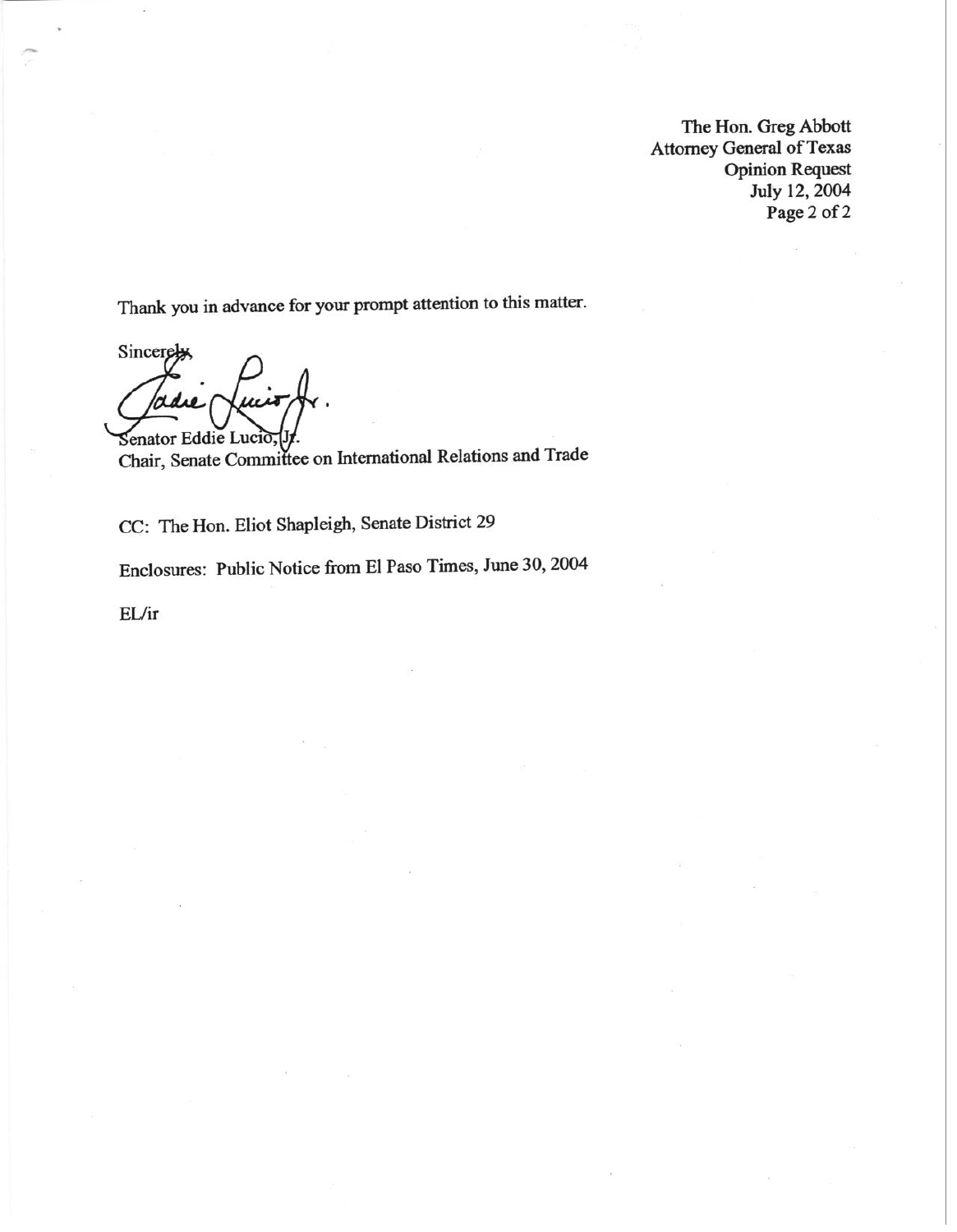Thank you in advance for your prompt attention to this matter.

Sincerely,

Senator Eddie Lucio, Jr.
Chair, Senate Committee on International Relations and Trade

CC: The Hon. Eliot Shapleigh, Senate District 29

Enclosures: Public Notice from El Paso Times, June 30, 2004

EL/ir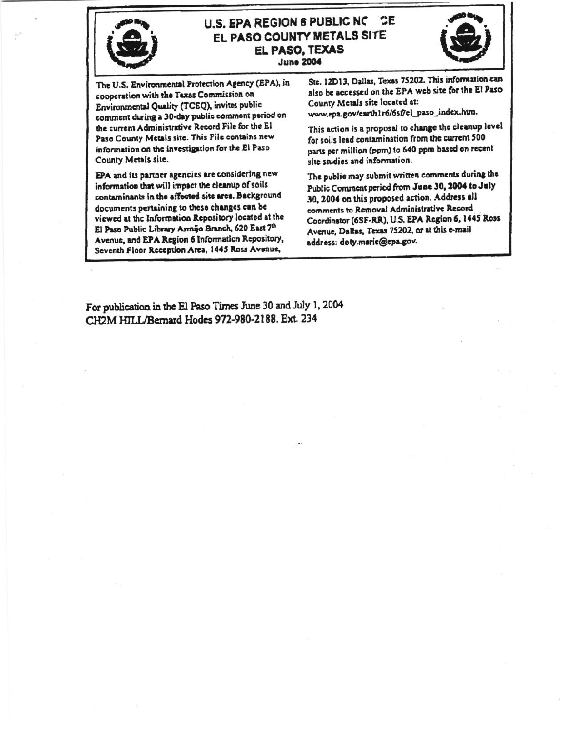# U.S. EPA REGION 6 PUBLIC NC CE
## EL PASO COUNTY METALS SITE
## EL PASO, TEXAS
**June 2004**

The U.S. Environmental Protection Agency (EPA), in cooperation with the Texas Commission on Environmental Quality (TCEQ), invites public comment during a 30-day public comment period on the current Administrative Record File for the El Paso County Metals site. This File contains new information on the investigation for the El Paso County Metals site.

EPA and its partner agencies are considering new information that will impact the cleanup of soils contaminants in the affected site area. Background documents pertaining to these changes can be viewed at the Information Repository located at the El Paso Public Library Armijo Branch, 620 East 7th Avenue, and EPA Region 6 Information Repository, Seventh Floor Reception Area, 1445 Ross Avenue, Ste. 12D13, Dallas, Texas 75202. This information can also be accessed on the EPA web site for the El Paso County Metals site located at: www.epa.gov/earth1r6/6sf/el_paso_index.htm.

This action is a proposal to change the cleanup level for soils lead contamination from the current 500 parts per million (ppm) to 640 ppm based on recent site studies and information.

The public may submit written comments during the Public Comment period from **June 30, 2004 to July 30, 2004** on this proposed action. Address all comments to Removal Administrative Record Coordinator (6SF-RR), U.S. EPA Region 6, 1445 Ross Avenue, Dallas, Texas 75202, or at this e-mail address: doty.marie@epa.gov.

For publication in the El Paso Times June 30 and July 1, 2004
CH2M HILL/Bernard Hodes 972-980-2188. Ext. 234